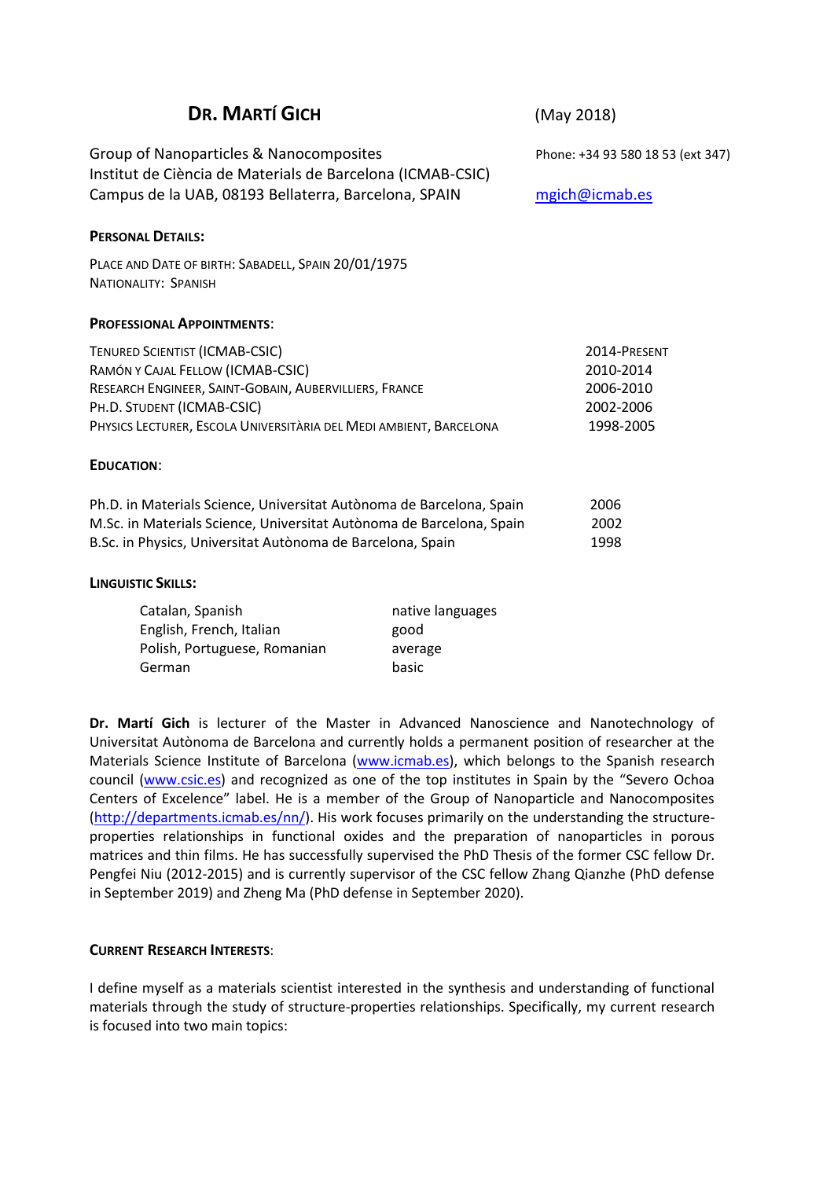# Dr. Martí Gich

(May 2018)

Group of Nanoparticles & Nanocomposites
Institut de Ciència de Materials de Barcelona (ICMAB-CSIC)
Campus de la UAB, 08193 Bellaterra, Barcelona, SPAIN

Phone: +34 93 580 18 53 (ext 347)
mgich@icmab.es

## Personal Details:

Place and Date of birth: Sabadell, Spain 20/01/1975
Nationality: Spanish

## Professional Appointments:

| | |
|---|---|
| Tenured Scientist (ICMAB-CSIC) | 2014-Present |
| Ramón y Cajal Fellow (ICMAB-CSIC) | 2010-2014 |
| Research Engineer, Saint-Gobain, Aubervilliers, France | 2006-2010 |
| Ph.D. Student (ICMAB-CSIC) | 2002-2006 |
| Physics Lecturer, Escola Universitària del Medi Ambient, Barcelona | 1998-2005 |

## Education:

| | |
|---|---|
| Ph.D. in Materials Science, Universitat Autònoma de Barcelona, Spain | 2006 |
| M.Sc. in Materials Science, Universitat Autònoma de Barcelona, Spain | 2002 |
| B.Sc. in Physics, Universitat Autònoma de Barcelona, Spain | 1998 |

## Linguistic Skills:

| | |
|---|---|
| Catalan, Spanish | native languages |
| English, French, Italian | good |
| Polish, Portuguese, Romanian | average |
| German | basic |

**Dr. Martí Gich** is lecturer of the Master in Advanced Nanoscience and Nanotechnology of Universitat Autònoma de Barcelona and currently holds a permanent position of researcher at the Materials Science Institute of Barcelona (www.icmab.es), which belongs to the Spanish research council (www.csic.es) and recognized as one of the top institutes in Spain by the "Severo Ochoa Centers of Excelence" label. He is a member of the Group of Nanoparticle and Nanocomposites (http://departments.icmab.es/nn/). His work focuses primarily on the understanding the structure-properties relationships in functional oxides and the preparation of nanoparticles in porous matrices and thin films. He has successfully supervised the PhD Thesis of the former CSC fellow Dr. Pengfei Niu (2012-2015) and is currently supervisor of the CSC fellow Zhang Qianzhe (PhD defense in September 2019) and Zheng Ma (PhD defense in September 2020).

## Current Research Interests:

I define myself as a materials scientist interested in the synthesis and understanding of functional materials through the study of structure-properties relationships. Specifically, my current research is focused into two main topics: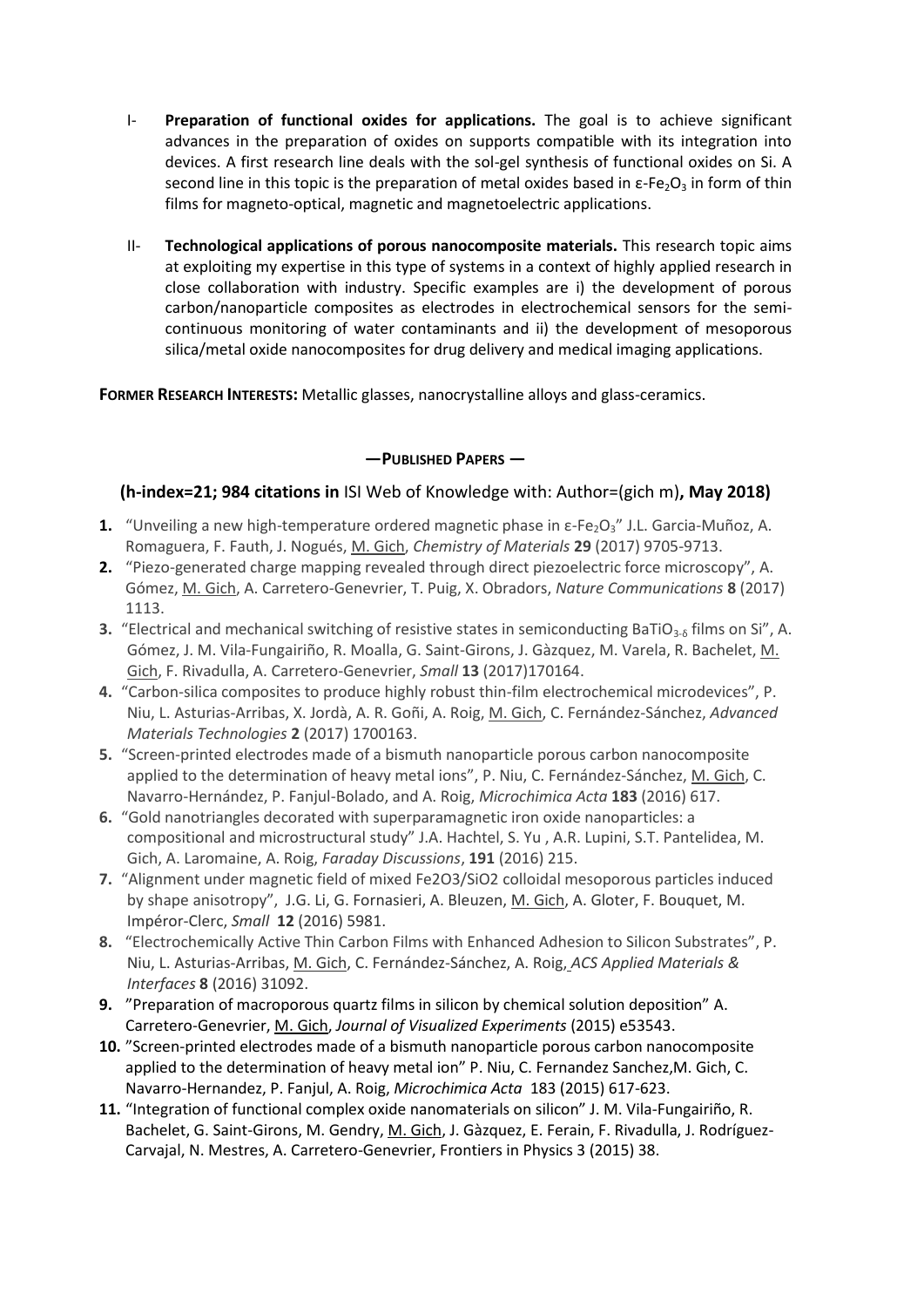I- **Preparation of functional oxides for applications.** The goal is to achieve significant advances in the preparation of oxides on supports compatible with its integration into devices. A first research line deals with the sol-gel synthesis of functional oxides on Si. A second line in this topic is the preparation of metal oxides based in ε-$Fe_2O_3$ in form of thin films for magneto-optical, magnetic and magnetoelectric applications.

II- **Technological applications of porous nanocomposite materials.** This research topic aims at exploiting my expertise in this type of systems in a context of highly applied research in close collaboration with industry. Specific examples are i) the development of porous carbon/nanoparticle composites as electrodes in electrochemical sensors for the semi-continuous monitoring of water contaminants and ii) the development of mesoporous silica/metal oxide nanocomposites for drug delivery and medical imaging applications.

**FORMER RESEARCH INTERESTS:** Metallic glasses, nanocrystalline alloys and glass-ceramics.

## —PUBLISHED PAPERS —

### (h-index=21; 984 citations in ISI Web of Knowledge with: Author=(gich m), May 2018)

1. "Unveiling a new high-temperature ordered magnetic phase in ε-$Fe_2O_3$" J.L. Garcia-Muñoz, A. Romaguera, F. Fauth, J. Nogués, M. Gich, *Chemistry of Materials* **29** (2017) 9705-9713.
2. "Piezo-generated charge mapping revealed through direct piezoelectric force microscopy", A. Gómez, M. Gich, A. Carretero-Genevrier, T. Puig, X. Obradors, *Nature Communications* **8** (2017) 1113.
3. "Electrical and mechanical switching of resistive states in semiconducting $BaTiO_{3-\delta}$ films on Si", A. Gómez, J. M. Vila-Fungairiño, R. Moalla, G. Saint-Girons, J. Gàzquez, M. Varela, R. Bachelet, M. Gich, F. Rivadulla, A. Carretero-Genevrier, *Small* **13** (2017)170164.
4. "Carbon-silica composites to produce highly robust thin-film electrochemical microdevices", P. Niu, L. Asturias-Arribas, X. Jordà, A. R. Goñi, A. Roig, M. Gich, C. Fernández-Sánchez, *Advanced Materials Technologies* **2** (2017) 1700163.
5. "Screen-printed electrodes made of a bismuth nanoparticle porous carbon nanocomposite applied to the determination of heavy metal ions", P. Niu, C. Fernández-Sánchez, M. Gich, C. Navarro-Hernández, P. Fanjul-Bolado, and A. Roig, *Microchimica Acta* **183** (2016) 617.
6. "Gold nanotriangles decorated with superparamagnetic iron oxide nanoparticles: a compositional and microstructural study" J.A. Hachtel, S. Yu , A.R. Lupini, S.T. Pantelidea, M. Gich, A. Laromaine, A. Roig, *Faraday Discussions*, **191** (2016) 215.
7. "Alignment under magnetic field of mixed Fe2O3/SiO2 colloidal mesoporous particles induced by shape anisotropy", J.G. Li, G. Fornasieri, A. Bleuzen, M. Gich, A. Gloter, F. Bouquet, M. Impéror-Clerc, *Small* **12** (2016) 5981.
8. "Electrochemically Active Thin Carbon Films with Enhanced Adhesion to Silicon Substrates", P. Niu, L. Asturias-Arribas, M. Gich, C. Fernández-Sánchez, A. Roig, *ACS Applied Materials & Interfaces* **8** (2016) 31092.
9. "Preparation of macroporous quartz films in silicon by chemical solution deposition" A. Carretero-Genevrier, M. Gich, *Journal of Visualized Experiments* (2015) e53543.
10. "Screen-printed electrodes made of a bismuth nanoparticle porous carbon nanocomposite applied to the determination of heavy metal ion" P. Niu, C. Fernandez Sanchez,M. Gich, C. Navarro-Hernandez, P. Fanjul, A. Roig, *Microchimica Acta* 183 (2015) 617-623.
11. "Integration of functional complex oxide nanomaterials on silicon" J. M. Vila-Fungairiño, R. Bachelet, G. Saint-Girons, M. Gendry, M. Gich, J. Gàzquez, E. Ferain, F. Rivadulla, J. Rodríguez-Carvajal, N. Mestres, A. Carretero-Genevrier, Frontiers in Physics 3 (2015) 38.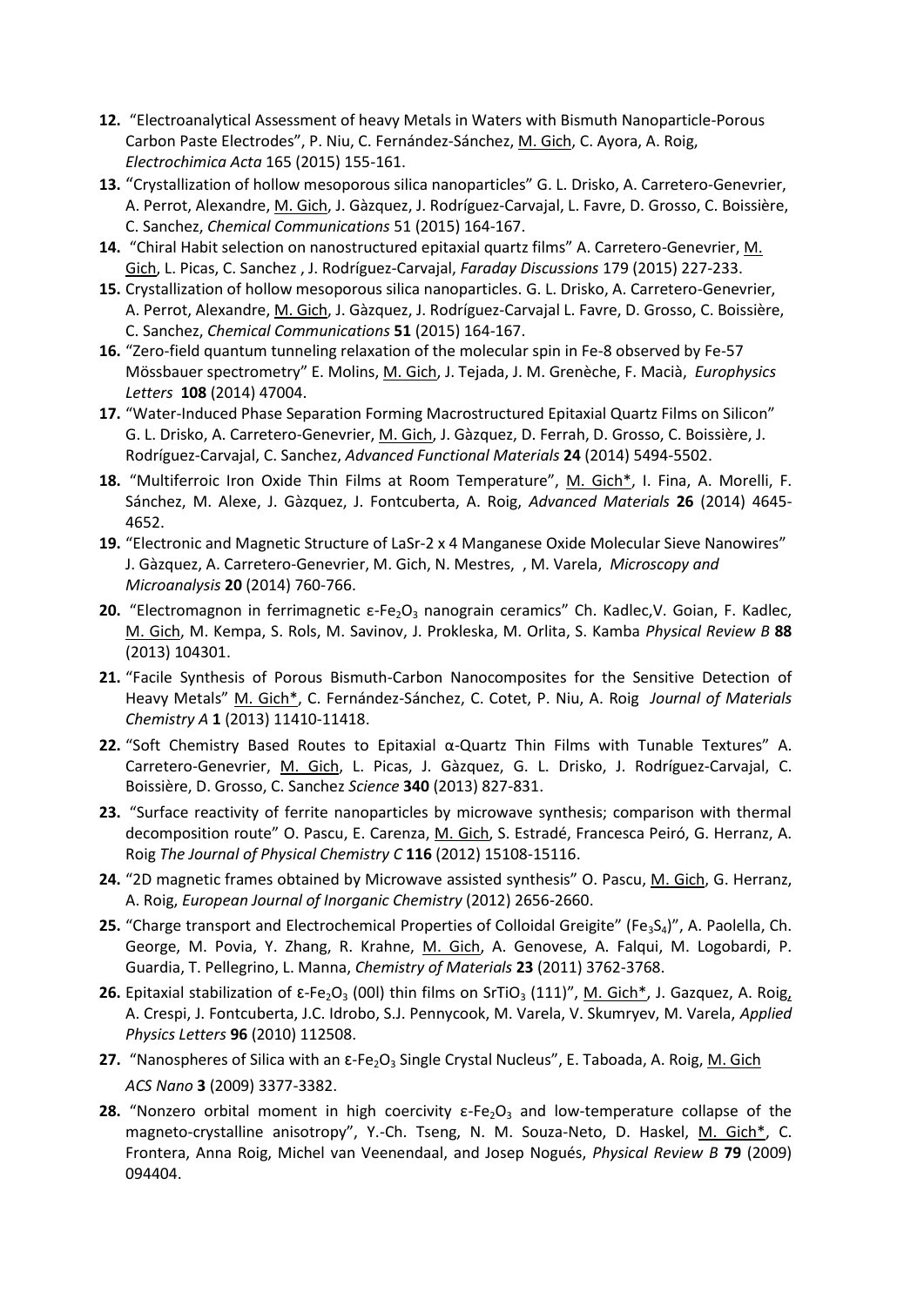12. "Electroanalytical Assessment of heavy Metals in Waters with Bismuth Nanoparticle-Porous Carbon Paste Electrodes", P. Niu, C. Fernández-Sánchez, M. Gich, C. Ayora, A. Roig, *Electrochimica Acta* 165 (2015) 155-161.
13. "Crystallization of hollow mesoporous silica nanoparticles" G. L. Drisko, A. Carretero-Genevrier, A. Perrot, Alexandre, M. Gich, J. Gàzquez, J. Rodríguez-Carvajal, L. Favre, D. Grosso, C. Boissière, C. Sanchez, *Chemical Communications* 51 (2015) 164-167.
14. "Chiral Habit selection on nanostructured epitaxial quartz films" A. Carretero-Genevrier, M. Gich, L. Picas, C. Sanchez , J. Rodríguez-Carvajal, *Faraday Discussions* 179 (2015) 227-233.
15. Crystallization of hollow mesoporous silica nanoparticles. G. L. Drisko, A. Carretero-Genevrier, A. Perrot, Alexandre, M. Gich, J. Gàzquez, J. Rodríguez-Carvajal L. Favre, D. Grosso, C. Boissière, C. Sanchez, *Chemical Communications* **51** (2015) 164-167.
16. "Zero-field quantum tunneling relaxation of the molecular spin in Fe-8 observed by Fe-57 Mössbauer spectrometry" E. Molins, M. Gich, J. Tejada, J. M. Grenèche, F. Macià, *Europhysics Letters* **108** (2014) 47004.
17. "Water-Induced Phase Separation Forming Macrostructured Epitaxial Quartz Films on Silicon" G. L. Drisko, A. Carretero-Genevrier, M. Gich, J. Gàzquez, D. Ferrah, D. Grosso, C. Boissière, J. Rodríguez-Carvajal, C. Sanchez, *Advanced Functional Materials* **24** (2014) 5494-5502.
18. "Multiferroic Iron Oxide Thin Films at Room Temperature", M. Gich*, I. Fina, A. Morelli, F. Sánchez, M. Alexe, J. Gàzquez, J. Fontcuberta, A. Roig, *Advanced Materials* **26** (2014) 4645-4652.
19. "Electronic and Magnetic Structure of LaSr-2 x 4 Manganese Oxide Molecular Sieve Nanowires" J. Gàzquez, A. Carretero-Genevrier, M. Gich, N. Mestres, , M. Varela, *Microscopy and Microanalysis* **20** (2014) 760-766.
20. "Electromagnon in ferrimagnetic ε-$Fe_2O_3$ nanograin ceramics" Ch. Kadlec,V. Goian, F. Kadlec, M. Gich, M. Kempa, S. Rols, M. Savinov, J. Prokleska, M. Orlita, S. Kamba *Physical Review B* **88** (2013) 104301.
21. "Facile Synthesis of Porous Bismuth-Carbon Nanocomposites for the Sensitive Detection of Heavy Metals" M. Gich*, C. Fernández-Sánchez, C. Cotet, P. Niu, A. Roig *Journal of Materials Chemistry A* **1** (2013) 11410-11418.
22. "Soft Chemistry Based Routes to Epitaxial α-Quartz Thin Films with Tunable Textures" A. Carretero-Genevrier, M. Gich, L. Picas, J. Gàzquez, G. L. Drisko, J. Rodríguez-Carvajal, C. Boissière, D. Grosso, C. Sanchez *Science* **340** (2013) 827-831.
23. "Surface reactivity of ferrite nanoparticles by microwave synthesis; comparison with thermal decomposition route" O. Pascu, E. Carenza, M. Gich, S. Estradé, Francesca Peiró, G. Herranz, A. Roig *The Journal of Physical Chemistry C* **116** (2012) 15108-15116.
24. "2D magnetic frames obtained by Microwave assisted synthesis" O. Pascu, M. Gich, G. Herranz, A. Roig, *European Journal of Inorganic Chemistry* (2012) 2656-2660.
25. "Charge transport and Electrochemical Properties of Colloidal Greigite" ($Fe_3S_4$)", A. Paolella, Ch. George, M. Povia, Y. Zhang, R. Krahne, M. Gich, A. Genovese, A. Falqui, M. Logobardi, P. Guardia, T. Pellegrino, L. Manna, *Chemistry of Materials* **23** (2011) 3762-3768.
26. Epitaxial stabilization of ε-$Fe_2O_3$ (00l) thin films on $SrTiO_3$ (111)", M. Gich*, J. Gazquez, A. Roig, A. Crespi, J. Fontcuberta, J.C. Idrobo, S.J. Pennycook, M. Varela, V. Skumryev, M. Varela, *Applied Physics Letters* **96** (2010) 112508.
27. "Nanospheres of Silica with an ε-$Fe_2O_3$ Single Crystal Nucleus", E. Taboada, A. Roig, M. Gich *ACS Nano* **3** (2009) 3377-3382.
28. "Nonzero orbital moment in high coercivity ε-$Fe_2O_3$ and low-temperature collapse of the magneto-crystalline anisotropy", Y.-Ch. Tseng, N. M. Souza-Neto, D. Haskel, M. Gich*, C. Frontera, Anna Roig, Michel van Veenendaal, and Josep Nogués, *Physical Review B* **79** (2009) 094404.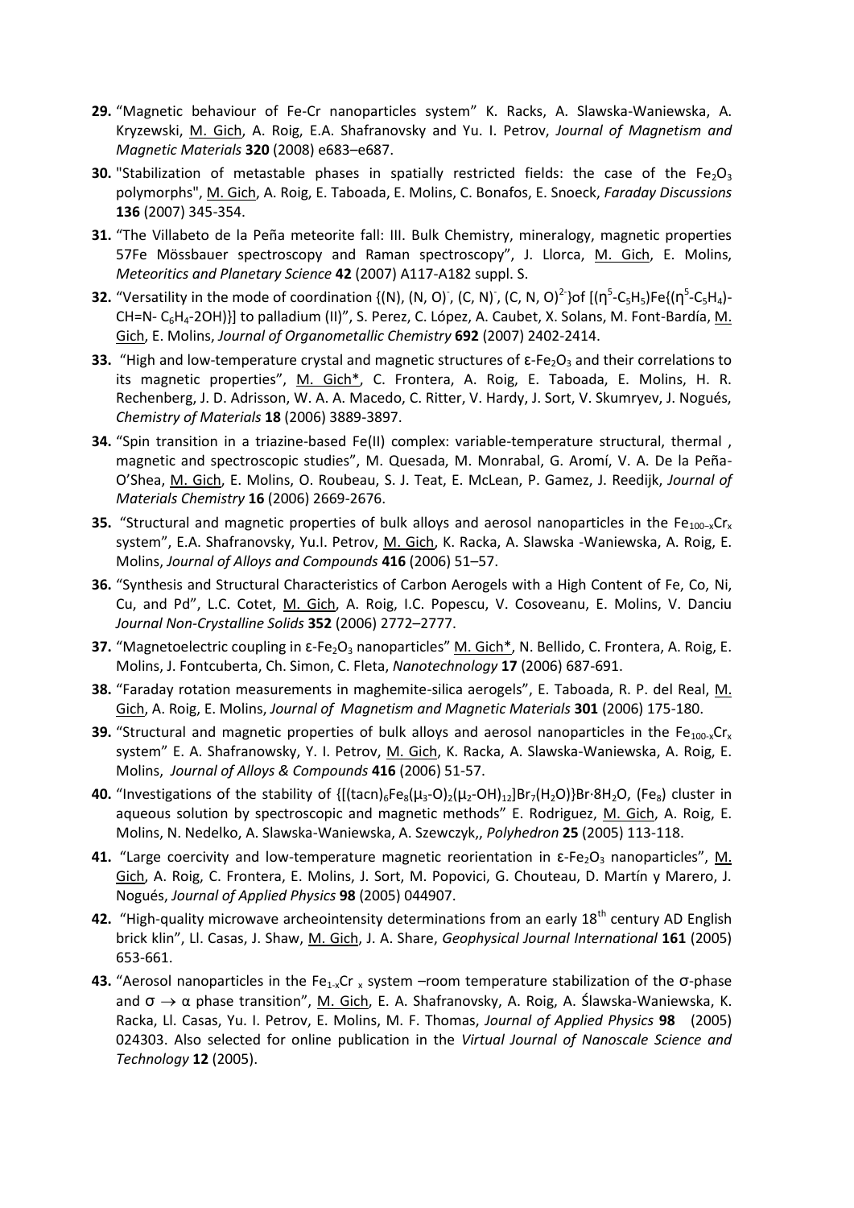29. “Magnetic behaviour of Fe-Cr nanoparticles system” K. Racks, A. Slawska-Waniewska, A. Kryzewski, M. Gich, A. Roig, E.A. Shafranovsky and Yu. I. Petrov, *Journal of Magnetism and Magnetic Materials* **320** (2008) e683–e687.

30. "Stabilization of metastable phases in spatially restricted fields: the case of the $Fe_2O_3$ polymorphs", M. Gich, A. Roig, E. Taboada, E. Molins, C. Bonafos, E. Snoeck, *Faraday Discussions* **136** (2007) 345-354.

31. “The Villabeto de la Peña meteorite fall: III. Bulk Chemistry, mineralogy, magnetic properties 57Fe Mössbauer spectroscopy and Raman spectroscopy”, J. Llorca, M. Gich, E. Molins, *Meteoritics and Planetary Science* **42** (2007) A117-A182 suppl. S.

32. “Versatility in the mode of coordination {(N), (N, O)$^-$, (C, N)$^-$, (C, N, O)$^{2-}$}of [($\eta^5$-$C_5H_5$)Fe{($\eta^5$-$C_5H_4$)-CH=N- $C_6H_4$-2OH)}] to palladium (II)”, S. Perez, C. López, A. Caubet, X. Solans, M. Font-Bardía, M. Gich, E. Molins, *Journal of Organometallic Chemistry* **692** (2007) 2402-2414.

33. “High and low-temperature crystal and magnetic structures of ε-$Fe_2O_3$ and their correlations to its magnetic properties”, M. Gich*, C. Frontera, A. Roig, E. Taboada, E. Molins, H. R. Rechenberg, J. D. Adrisson, W. A. A. Macedo, C. Ritter, V. Hardy, J. Sort, V. Skumryev, J. Nogués, *Chemistry of Materials* **18** (2006) 3889-3897.

34. “Spin transition in a triazine-based Fe(II) complex: variable-temperature structural, thermal , magnetic and spectroscopic studies”, M. Quesada, M. Monrabal, G. Aromí, V. A. De la Peña-O’Shea, M. Gich, E. Molins, O. Roubeau, S. J. Teat, E. McLean, P. Gamez, J. Reedijk, *Journal of Materials Chemistry* **16** (2006) 2669-2676.

35. “Structural and magnetic properties of bulk alloys and aerosol nanoparticles in the $Fe_{100-x}Cr_x$ system”, E.A. Shafranovsky, Yu.I. Petrov, M. Gich, K. Racka, A. Slawska -Waniewska, A. Roig, E. Molins, *Journal of Alloys and Compounds* **416** (2006) 51–57.

36. “Synthesis and Structural Characteristics of Carbon Aerogels with a High Content of Fe, Co, Ni, Cu, and Pd”, L.C. Cotet, M. Gich, A. Roig, I.C. Popescu, V. Cosoveanu, E. Molins, V. Danciu *Journal Non-Crystalline Solids* **352** (2006) 2772–2777.

37. “Magnetoelectric coupling in ε-$Fe_2O_3$ nanoparticles” M. Gich*, N. Bellido, C. Frontera, A. Roig, E. Molins, J. Fontcuberta, Ch. Simon, C. Fleta, *Nanotechnology* **17** (2006) 687-691.

38. “Faraday rotation measurements in maghemite-silica aerogels”, E. Taboada, R. P. del Real, M. Gich, A. Roig, E. Molins, *Journal of Magnetism and Magnetic Materials* **301** (2006) 175-180.

39. “Structural and magnetic properties of bulk alloys and aerosol nanoparticles in the $Fe_{100-x}Cr_x$ system” E. A. Shafranowsky, Y. I. Petrov, M. Gich, K. Racka, A. Slawska-Waniewska, A. Roig, E. Molins, *Journal of Alloys & Compounds* **416** (2006) 51-57.

40. “Investigations of the stability of {[$(tacn)_6Fe_8(\mu_3\text{-}O)_2(\mu_2\text{-}OH)_{12}]Br_7(H_2O)\}Br\cdot 8H_2O$, ($Fe_8$) cluster in aqueous solution by spectroscopic and magnetic methods” E. Rodriguez, M. Gich, A. Roig, E. Molins, N. Nedelko, A. Slawska-Waniewska, A. Szewczyk,, *Polyhedron* **25** (2005) 113-118.

41. “Large coercivity and low-temperature magnetic reorientation in ε-$Fe_2O_3$ nanoparticles”, M. Gich, A. Roig, C. Frontera, E. Molins, J. Sort, M. Popovici, G. Chouteau, D. Martín y Marero, J. Nogués, *Journal of Applied Physics* **98** (2005) 044907.

42. “High-quality microwave archeointensity determinations from an early 18th century AD English brick klin”, Ll. Casas, J. Shaw, M. Gich, J. A. Share, *Geophysical Journal International* **161** (2005) 653-661.

43. “Aerosol nanoparticles in the $Fe_{1-x}Cr_x$ system –room temperature stabilization of the σ-phase and $\sigma \rightarrow \alpha$ phase transition”, M. Gich, E. A. Shafranovsky, A. Roig, A. Ślawska-Waniewska, K. Racka, Ll. Casas, Yu. I. Petrov, E. Molins, M. F. Thomas, *Journal of Applied Physics* **98** (2005) 024303. Also selected for online publication in the *Virtual Journal of Nanoscale Science and Technology* **12** (2005).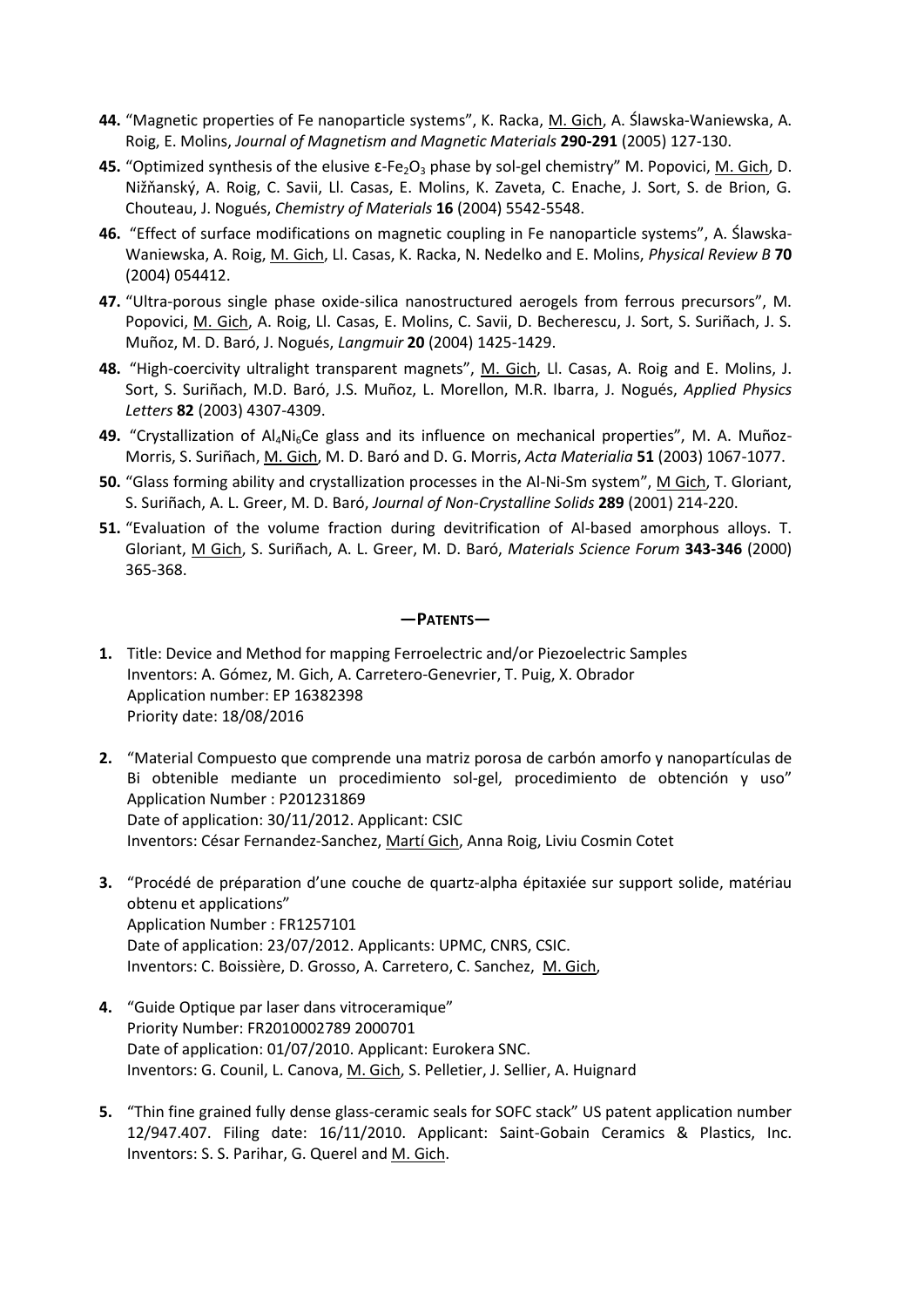44. "Magnetic properties of Fe nanoparticle systems", K. Racka, M. Gich, A. Ślawska-Waniewska, A. Roig, E. Molins, *Journal of Magnetism and Magnetic Materials* **290-291** (2005) 127-130.

45. "Optimized synthesis of the elusive ε-$Fe_2O_3$ phase by sol-gel chemistry" M. Popovici, M. Gich, D. Nižňanský, A. Roig, C. Savii, Ll. Casas, E. Molins, K. Zaveta, C. Enache, J. Sort, S. de Brion, G. Chouteau, J. Nogués, *Chemistry of Materials* **16** (2004) 5542-5548.

46. "Effect of surface modifications on magnetic coupling in Fe nanoparticle systems", A. Ślawska-Waniewska, A. Roig, M. Gich, Ll. Casas, K. Racka, N. Nedelko and E. Molins, *Physical Review B* **70** (2004) 054412.

47. "Ultra-porous single phase oxide-silica nanostructured aerogels from ferrous precursors", M. Popovici, M. Gich, A. Roig, Ll. Casas, E. Molins, C. Savii, D. Becherescu, J. Sort, S. Suriñach, J. S. Muñoz, M. D. Baró, J. Nogués, *Langmuir* **20** (2004) 1425-1429.

48. "High-coercivity ultralight transparent magnets", M. Gich, Ll. Casas, A. Roig and E. Molins, J. Sort, S. Suriñach, M.D. Baró, J.S. Muñoz, L. Morellon, M.R. Ibarra, J. Nogués, *Applied Physics Letters* **82** (2003) 4307-4309.

49. "Crystallization of $Al_4Ni_6Ce$ glass and its influence on mechanical properties", M. A. Muñoz-Morris, S. Suriñach, M. Gich, M. D. Baró and D. G. Morris, *Acta Materialia* **51** (2003) 1067-1077.

50. "Glass forming ability and crystallization processes in the Al-Ni-Sm system", M Gich, T. Gloriant, S. Suriñach, A. L. Greer, M. D. Baró, *Journal of Non-Crystalline Solids* **289** (2001) 214-220.

51. "Evaluation of the volume fraction during devitrification of Al-based amorphous alloys. T. Gloriant, M Gich, S. Suriñach, A. L. Greer, M. D. Baró, *Materials Science Forum* **343-346** (2000) 365-368.

## —Patents—

1. Title: Device and Method for mapping Ferroelectric and/or Piezoelectric Samples
   Inventors: A. Gómez, M. Gich, A. Carretero-Genevrier, T. Puig, X. Obrador
   Application number: EP 16382398
   Priority date: 18/08/2016

2. "Material Compuesto que comprende una matriz porosa de carbón amorfo y nanopartículas de Bi obtenible mediante un procedimiento sol-gel, procedimiento de obtención y uso"
   Application Number : P201231869
   Date of application: 30/11/2012. Applicant: CSIC
   Inventors: César Fernandez-Sanchez, Martí Gich, Anna Roig, Liviu Cosmin Cotet

3. "Procédé de préparation d'une couche de quartz-alpha épitaxiée sur support solide, matériau obtenu et applications"
   Application Number : FR1257101
   Date of application: 23/07/2012. Applicants: UPMC, CNRS, CSIC.
   Inventors: C. Boissière, D. Grosso, A. Carretero, C. Sanchez, M. Gich,

4. "Guide Optique par laser dans vitroceramique"
   Priority Number: FR2010002789 2000701
   Date of application: 01/07/2010. Applicant: Eurokera SNC.
   Inventors: G. Counil, L. Canova, M. Gich, S. Pelletier, J. Sellier, A. Huignard

5. "Thin fine grained fully dense glass-ceramic seals for SOFC stack" US patent application number 12/947.407. Filing date: 16/11/2010. Applicant: Saint-Gobain Ceramics & Plastics, Inc. Inventors: S. S. Parihar, G. Querel and M. Gich.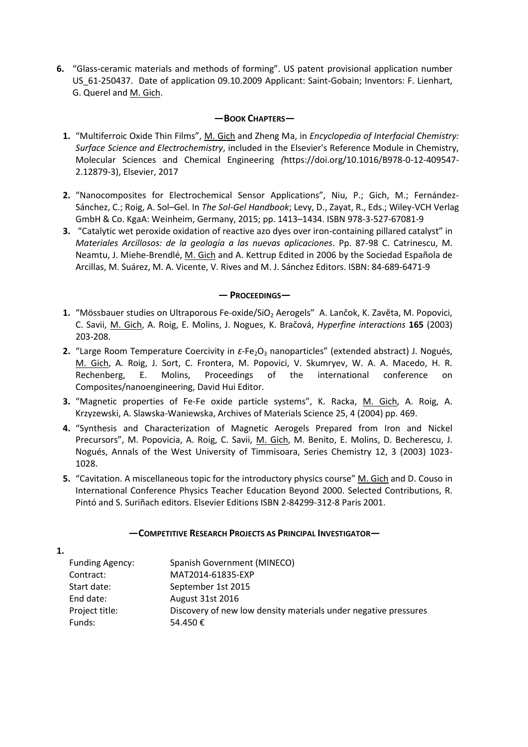6. "Glass-ceramic materials and methods of forming". US patent provisional application number US_61-250437. Date of application 09.10.2009 Applicant: Saint-Gobain; Inventors: F. Lienhart, G. Querel and M. Gich.

## —BOOK CHAPTERS—

1. "Multiferroic Oxide Thin Films", M. Gich and Zheng Ma, in *Encyclopedia of Interfacial Chemistry: Surface Science and Electrochemistry*, included in the Elsevier's Reference Module in Chemistry, Molecular Sciences and Chemical Engineering *(*https://doi.org/10.1016/B978-0-12-409547-2.12879-3), Elsevier, 2017
2. "Nanocomposites for Electrochemical Sensor Applications", Niu, P.; Gich, M.; Fernández-Sánchez, C.; Roig, A. Sol–Gel. In *The Sol-Gel Handbook*; Levy, D., Zayat, R., Eds.; Wiley-VCH Verlag GmbH & Co. KgaA: Weinheim, Germany, 2015; pp. 1413–1434. ISBN 978-3-527-67081-9
3. "Catalytic wet peroxide oxidation of reactive azo dyes over iron-containing pillared catalyst" in *Materiales Arcillosos: de la geología a las nuevas aplicaciones*. Pp. 87-98 C. Catrinescu, M. Neamtu, J. Miehe-Brendlé, M. Gich and A. Kettrup Edited in 2006 by the Sociedad Española de Arcillas, M. Suárez, M. A. Vicente, V. Rives and M. J. Sánchez Editors. ISBN: 84-689-6471-9

## — PROCEEDINGS—

1. "Mössbauer studies on Ultraporous Fe-oxide/$SiO_2$ Aerogels" A. Lančok, K. Zavěta, M. Popovici, C. Savii, M. Gich, A. Roig, E. Molins, J. Nogues, K. Bračová, *Hyperfine interactions* **165** (2003) 203-208.
2. "Large Room Temperature Coercivity in $\varepsilon$-$Fe_2O_3$ nanoparticles" (extended abstract) J. Nogués, M. Gich, A. Roig, J. Sort, C. Frontera, M. Popovici, V. Skumryev, W. A. A. Macedo, H. R. Rechenberg, E. Molins, Proceedings of the international conference on Composites/nanoengineering, David Hui Editor.
3. "Magnetic properties of Fe-Fe oxide particle systems", K. Racka, M. Gich, A. Roig, A. Krzyzewski, A. Slawska-Waniewska, Archives of Materials Science 25, 4 (2004) pp. 469.
4. "Synthesis and Characterization of Magnetic Aerogels Prepared from Iron and Nickel Precursors", M. Popovicia, A. Roig, C. Savii, M. Gich, M. Benito, E. Molins, D. Becherescu, J. Nogués, Annals of the West University of Timmisoara, Series Chemistry 12, 3 (2003) 1023-1028.
5. "Cavitation. A miscellaneous topic for the introductory physics course" M. Gich and D. Couso in International Conference Physics Teacher Education Beyond 2000. Selected Contributions, R. Pintó and S. Suriñach editors. Elsevier Editions ISBN 2-84299-312-8 Paris 2001.

## —COMPETITIVE RESEARCH PROJECTS AS PRINCIPAL INVESTIGATOR—

**1.**

| | |
|---|---|
| Funding Agency: | Spanish Government (MINECO) |
| Contract: | MAT2014-61835-EXP |
| Start date: | September 1st 2015 |
| End date: | August 31st 2016 |
| Project title: | Discovery of new low density materials under negative pressures |
| Funds: | 54.450 € |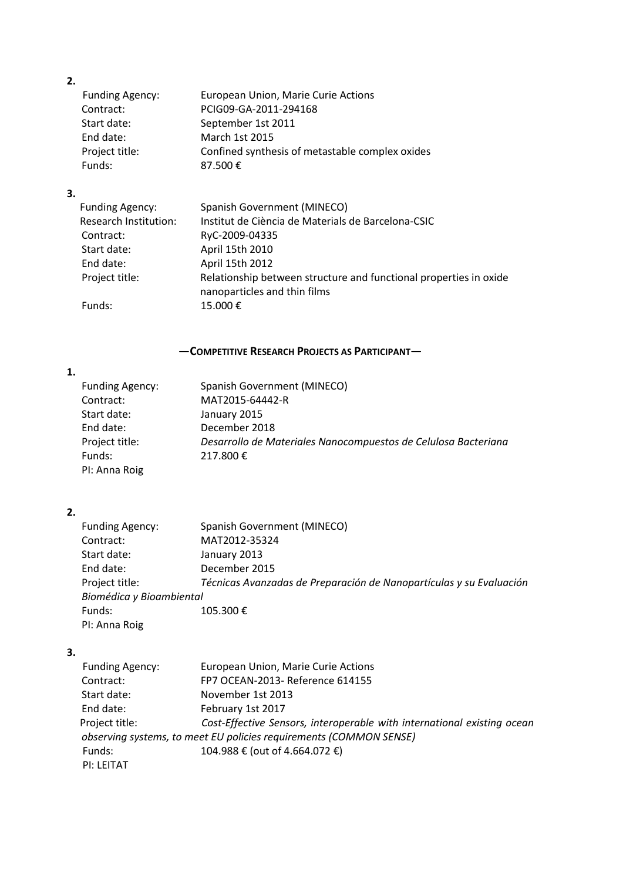**2.**

Funding Agency: European Union, Marie Curie Actions
Contract: PCIG09-GA-2011-294168
Start date: September 1st 2011
End date: March 1st 2015
Project title: Confined synthesis of metastable complex oxides
Funds: 87.500 €

**3.**

Funding Agency: Spanish Government (MINECO)
Research Institution: Institut de Ciència de Materials de Barcelona-CSIC
Contract: RyC-2009-04335
Start date: April 15th 2010
End date: April 15th 2012
Project title: Relationship between structure and functional properties in oxide nanoparticles and thin films
Funds: 15.000 €

## —COMPETITIVE RESEARCH PROJECTS AS PARTICIPANT—

**1.**

Funding Agency: Spanish Government (MINECO)
Contract: MAT2015-64442-R
Start date: January 2015
End date: December 2018
Project title: *Desarrollo de Materiales Nanocompuestos de Celulosa Bacteriana*
Funds: 217.800 €
PI: Anna Roig

**2.**

Funding Agency: Spanish Government (MINECO)
Contract: MAT2012-35324
Start date: January 2013
End date: December 2015
Project title: *Técnicas Avanzadas de Preparación de Nanopartículas y su Evaluación Biomédica y Bioambiental*
Funds: 105.300 €
PI: Anna Roig

**3.**

Funding Agency: European Union, Marie Curie Actions
Contract: FP7 OCEAN-2013- Reference 614155
Start date: November 1st 2013
End date: February 1st 2017
Project title: *Cost-Effective Sensors, interoperable with international existing ocean observing systems, to meet EU policies requirements (COMMON SENSE)*
Funds: 104.988 € (out of 4.664.072 €)
PI: LEITAT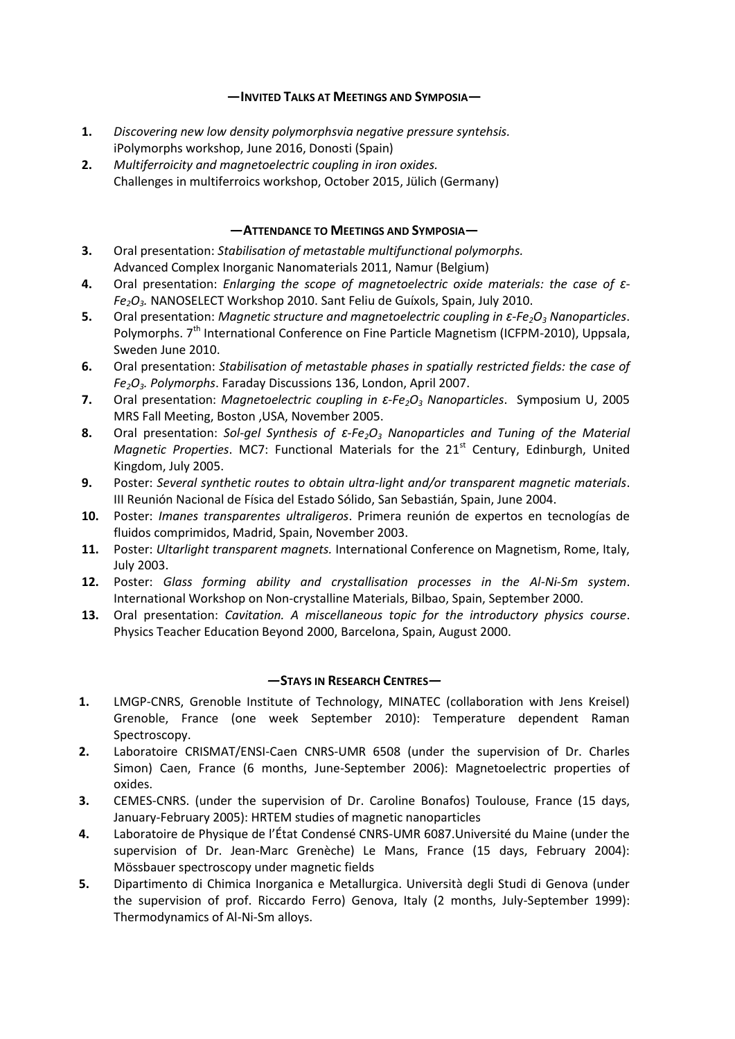## —INVITED TALKS AT MEETINGS AND SYMPOSIA—

1. *Discovering new low density polymorphsvia negative pressure syntehsis.* iPolymorphs workshop, June 2016, Donosti (Spain)
2. *Multiferroicity and magnetoelectric coupling in iron oxides.* Challenges in multiferroics workshop, October 2015, Jülich (Germany)

## —ATTENDANCE TO MEETINGS AND SYMPOSIA—

3. Oral presentation: *Stabilisation of metastable multifunctional polymorphs.* Advanced Complex Inorganic Nanomaterials 2011, Namur (Belgium)
4. Oral presentation: *Enlarging the scope of magnetoelectric oxide materials: the case of ε-$Fe_2O_3$.* NANOSELECT Workshop 2010. Sant Feliu de Guíxols, Spain, July 2010.
5. Oral presentation: *Magnetic structure and magnetoelectric coupling in ε-$Fe_2O_3$ Nanoparticles*. Polymorphs. 7[th] International Conference on Fine Particle Magnetism (ICFPM-2010), Uppsala, Sweden June 2010.
6. Oral presentation: *Stabilisation of metastable phases in spatially restricted fields: the case of $Fe_2O_3$. Polymorphs*. Faraday Discussions 136, London, April 2007.
7. Oral presentation: *Magnetoelectric coupling in ε-$Fe_2O_3$ Nanoparticles*. Symposium U, 2005 MRS Fall Meeting, Boston ,USA, November 2005.
8. Oral presentation: *Sol-gel Synthesis of ε-$Fe_2O_3$ Nanoparticles and Tuning of the Material Magnetic Properties*. MC7: Functional Materials for the 21[st] Century, Edinburgh, United Kingdom, July 2005.
9. Poster: *Several synthetic routes to obtain ultra-light and/or transparent magnetic materials*. III Reunión Nacional de Física del Estado Sólido, San Sebastián, Spain, June 2004.
10. Poster: *Imanes transparentes ultraligeros*. Primera reunión de expertos en tecnologías de fluidos comprimidos, Madrid, Spain, November 2003.
11. Poster: *Ultarlight transparent magnets.* International Conference on Magnetism, Rome, Italy, July 2003.
12. Poster: *Glass forming ability and crystallisation processes in the Al-Ni-Sm system*. International Workshop on Non-crystalline Materials, Bilbao, Spain, September 2000.
13. Oral presentation: *Cavitation. A miscellaneous topic for the introductory physics course*. Physics Teacher Education Beyond 2000, Barcelona, Spain, August 2000.

## —STAYS IN RESEARCH CENTRES—

1. LMGP-CNRS, Grenoble Institute of Technology, MINATEC (collaboration with Jens Kreisel) Grenoble, France (one week September 2010): Temperature dependent Raman Spectroscopy.
2. Laboratoire CRISMAT/ENSI-Caen CNRS-UMR 6508 (under the supervision of Dr. Charles Simon) Caen, France (6 months, June-September 2006): Magnetoelectric properties of oxides.
3. CEMES-CNRS. (under the supervision of Dr. Caroline Bonafos) Toulouse, France (15 days, January-February 2005): HRTEM studies of magnetic nanoparticles
4. Laboratoire de Physique de l'État Condensé CNRS-UMR 6087.Université du Maine (under the supervision of Dr. Jean-Marc Grenèche) Le Mans, France (15 days, February 2004): Mössbauer spectroscopy under magnetic fields
5. Dipartimento di Chimica Inorganica e Metallurgica. Università degli Studi di Genova (under the supervision of prof. Riccardo Ferro) Genova, Italy (2 months, July-September 1999): Thermodynamics of Al-Ni-Sm alloys.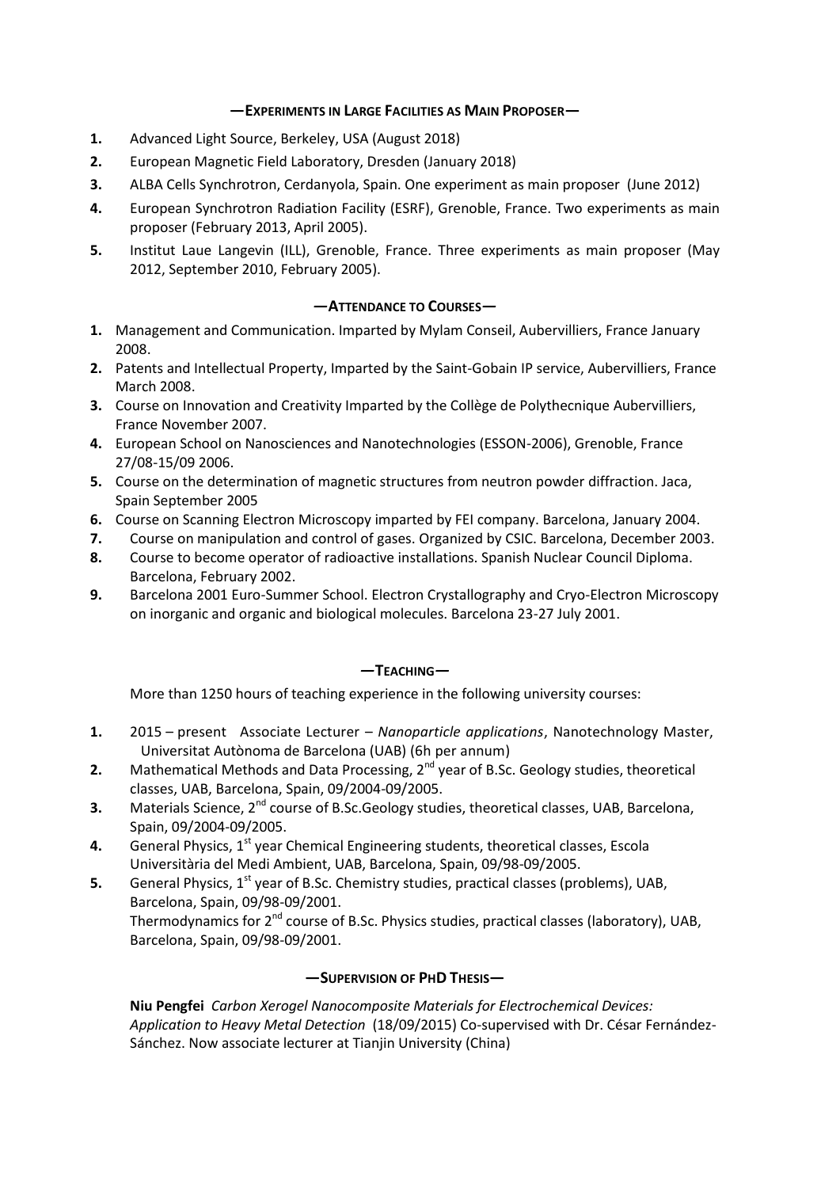## —EXPERIMENTS IN LARGE FACILITIES AS MAIN PROPOSER—

1. Advanced Light Source, Berkeley, USA (August 2018)
2. European Magnetic Field Laboratory, Dresden (January 2018)
3. ALBA Cells Synchrotron, Cerdanyola, Spain. One experiment as main proposer (June 2012)
4. European Synchrotron Radiation Facility (ESRF), Grenoble, France. Two experiments as main proposer (February 2013, April 2005).
5. Institut Laue Langevin (ILL), Grenoble, France. Three experiments as main proposer (May 2012, September 2010, February 2005).

## —ATTENDANCE TO COURSES—

1. Management and Communication. Imparted by Mylam Conseil, Aubervilliers, France January 2008.
2. Patents and Intellectual Property, Imparted by the Saint-Gobain IP service, Aubervilliers, France March 2008.
3. Course on Innovation and Creativity Imparted by the Collège de Polythecnique Aubervilliers, France November 2007.
4. European School on Nanosciences and Nanotechnologies (ESSON-2006), Grenoble, France 27/08-15/09 2006.
5. Course on the determination of magnetic structures from neutron powder diffraction. Jaca, Spain September 2005
6. Course on Scanning Electron Microscopy imparted by FEI company. Barcelona, January 2004.
7. Course on manipulation and control of gases. Organized by CSIC. Barcelona, December 2003.
8. Course to become operator of radioactive installations. Spanish Nuclear Council Diploma. Barcelona, February 2002.
9. Barcelona 2001 Euro-Summer School. Electron Crystallography and Cryo-Electron Microscopy on inorganic and organic and biological molecules. Barcelona 23-27 July 2001.

## —TEACHING—

More than 1250 hours of teaching experience in the following university courses:

1. 2015 – present Associate Lecturer – *Nanoparticle applications*, Nanotechnology Master, Universitat Autònoma de Barcelona (UAB) (6h per annum)
2. Mathematical Methods and Data Processing, 2nd year of B.Sc. Geology studies, theoretical classes, UAB, Barcelona, Spain, 09/2004-09/2005.
3. Materials Science, 2nd course of B.Sc.Geology studies, theoretical classes, UAB, Barcelona, Spain, 09/2004-09/2005.
4. General Physics, 1st year Chemical Engineering students, theoretical classes, Escola Universitària del Medi Ambient, UAB, Barcelona, Spain, 09/98-09/2005.
5. General Physics, 1st year of B.Sc. Chemistry studies, practical classes (problems), UAB, Barcelona, Spain, 09/98-09/2001.
   Thermodynamics for 2nd course of B.Sc. Physics studies, practical classes (laboratory), UAB, Barcelona, Spain, 09/98-09/2001.

## —SUPERVISION OF PHD THESIS—

**Niu Pengfei** *Carbon Xerogel Nanocomposite Materials for Electrochemical Devices: Application to Heavy Metal Detection* (18/09/2015) Co-supervised with Dr. César Fernández-Sánchez. Now associate lecturer at Tianjin University (China)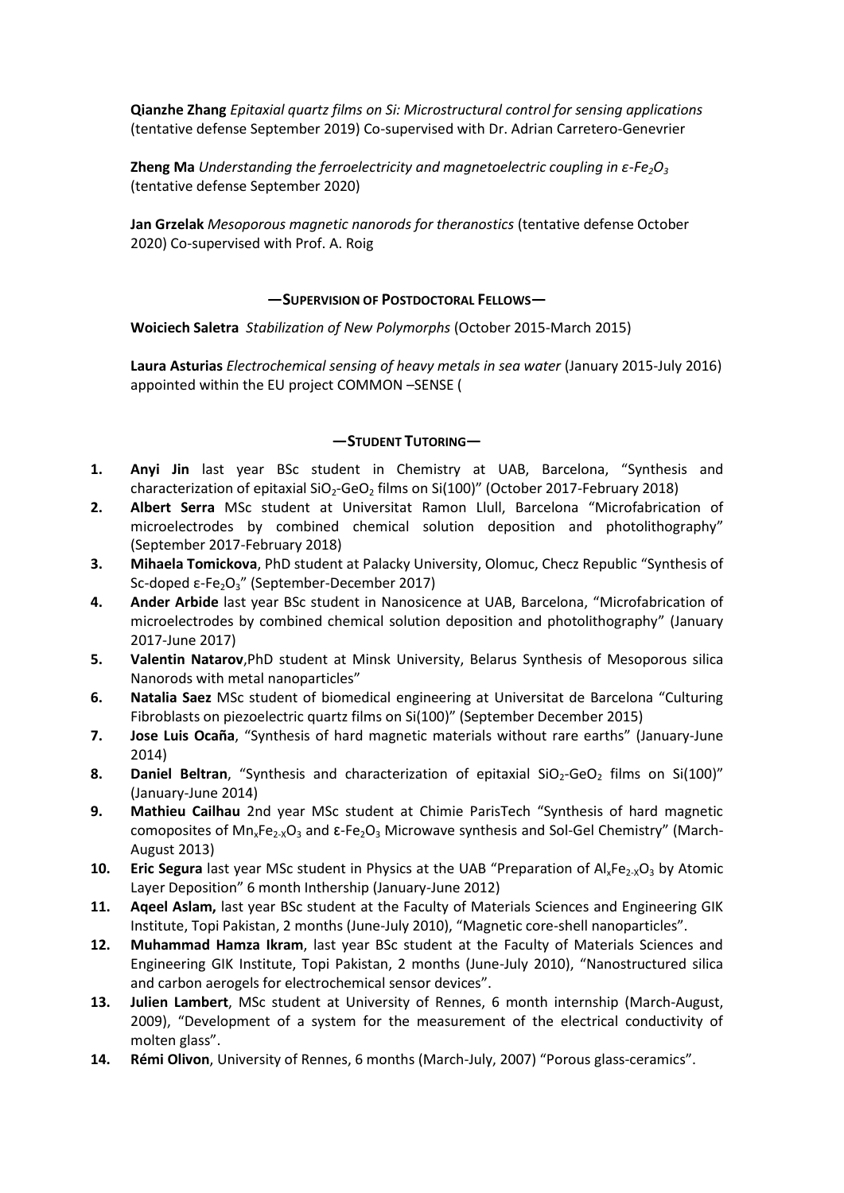**Qianzhe Zhang** *Epitaxial quartz films on Si: Microstructural control for sensing applications* (tentative defense September 2019) Co-supervised with Dr. Adrian Carretero-Genevrier

**Zheng Ma** *Understanding the ferroelectricity and magnetoelectric coupling in ε-$Fe_2O_3$* (tentative defense September 2020)

**Jan Grzelak** *Mesoporous magnetic nanorods for theranostics* (tentative defense October 2020) Co-supervised with Prof. A. Roig

## —SUPERVISION OF POSTDOCTORAL FELLOWS—

**Woiciech Saletra** *Stabilization of New Polymorphs* (October 2015-March 2015)

**Laura Asturias** *Electrochemical sensing of heavy metals in sea water* (January 2015-July 2016) appointed within the EU project COMMON –SENSE (

## —STUDENT TUTORING—

1. **Anyi Jin** last year BSc student in Chemistry at UAB, Barcelona, "Synthesis and characterization of epitaxial $SiO_2$-$GeO_2$ films on Si(100)" (October 2017-February 2018)
2. **Albert Serra** MSc student at Universitat Ramon Llull, Barcelona "Microfabrication of microelectrodes by combined chemical solution deposition and photolithography" (September 2017-February 2018)
3. **Mihaela Tomickova**, PhD student at Palacky University, Olomuc, Checz Republic "Synthesis of Sc-doped ε-$Fe_2O_3$" (September-December 2017)
4. **Ander Arbide** last year BSc student in Nanosicence at UAB, Barcelona, "Microfabrication of microelectrodes by combined chemical solution deposition and photolithography" (January 2017-June 2017)
5. **Valentin Natarov**,PhD student at Minsk University, Belarus Synthesis of Mesoporous silica Nanorods with metal nanoparticles"
6. **Natalia Saez** MSc student of biomedical engineering at Universitat de Barcelona "Culturing Fibroblasts on piezoelectric quartz films on Si(100)" (September December 2015)
7. **Jose Luis Ocaña**, "Synthesis of hard magnetic materials without rare earths" (January-June 2014)
8. **Daniel Beltran**, "Synthesis and characterization of epitaxial $SiO_2$-$GeO_2$ films on Si(100)" (January-June 2014)
9. **Mathieu Cailhau** 2nd year MSc student at Chimie ParisTech "Synthesis of hard magnetic comoposites of $Mn_xFe_{2-x}O_3$ and ε-$Fe_2O_3$ Microwave synthesis and Sol-Gel Chemistry" (March-August 2013)
10. **Eric Segura** last year MSc student in Physics at the UAB "Preparation of $Al_xFe_{2-x}O_3$ by Atomic Layer Deposition" 6 month Inthership (January-June 2012)
11. **Aqeel Aslam,** last year BSc student at the Faculty of Materials Sciences and Engineering GIK Institute, Topi Pakistan, 2 months (June-July 2010), "Magnetic core-shell nanoparticles".
12. **Muhammad Hamza Ikram**, last year BSc student at the Faculty of Materials Sciences and Engineering GIK Institute, Topi Pakistan, 2 months (June-July 2010), "Nanostructured silica and carbon aerogels for electrochemical sensor devices".
13. **Julien Lambert**, MSc student at University of Rennes, 6 month internship (March-August, 2009), "Development of a system for the measurement of the electrical conductivity of molten glass".
14. **Rémi Olivon**, University of Rennes, 6 months (March-July, 2007) "Porous glass-ceramics".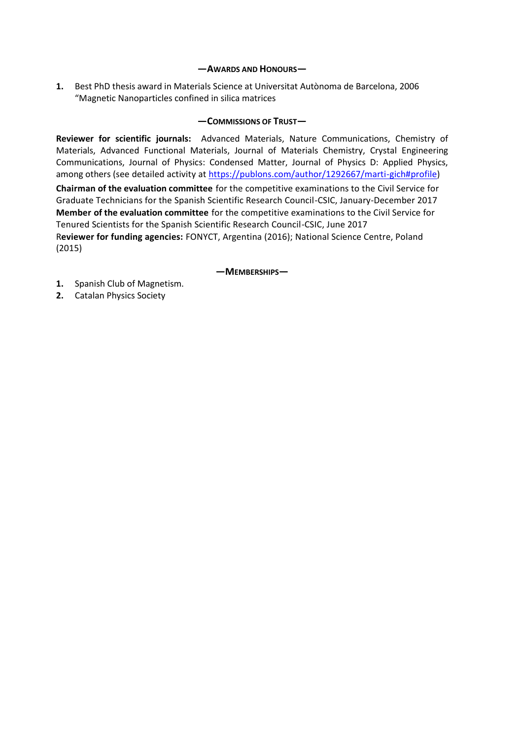## —AWARDS AND HONOURS—

1. Best PhD thesis award in Materials Science at Universitat Autònoma de Barcelona, 2006 “Magnetic Nanoparticles confined in silica matrices

## —COMMISSIONS OF TRUST—

**Reviewer for scientific journals:** Advanced Materials, Nature Communications, Chemistry of Materials, Advanced Functional Materials, Journal of Materials Chemistry, Crystal Engineering Communications, Journal of Physics: Condensed Matter, Journal of Physics D: Applied Physics, among others (see detailed activity at https://publons.com/author/1292667/marti-gich#profile)

**Chairman of the evaluation committee** for the competitive examinations to the Civil Service for Graduate Technicians for the Spanish Scientific Research Council-CSIC, January-December 2017

**Member of the evaluation committee** for the competitive examinations to the Civil Service for Tenured Scientists for the Spanish Scientific Research Council-CSIC, June 2017

R**eviewer for funding agencies:** FONYCT, Argentina (2016); National Science Centre, Poland (2015)

## —MEMBERSHIPS—

1. Spanish Club of Magnetism.
2. Catalan Physics Society